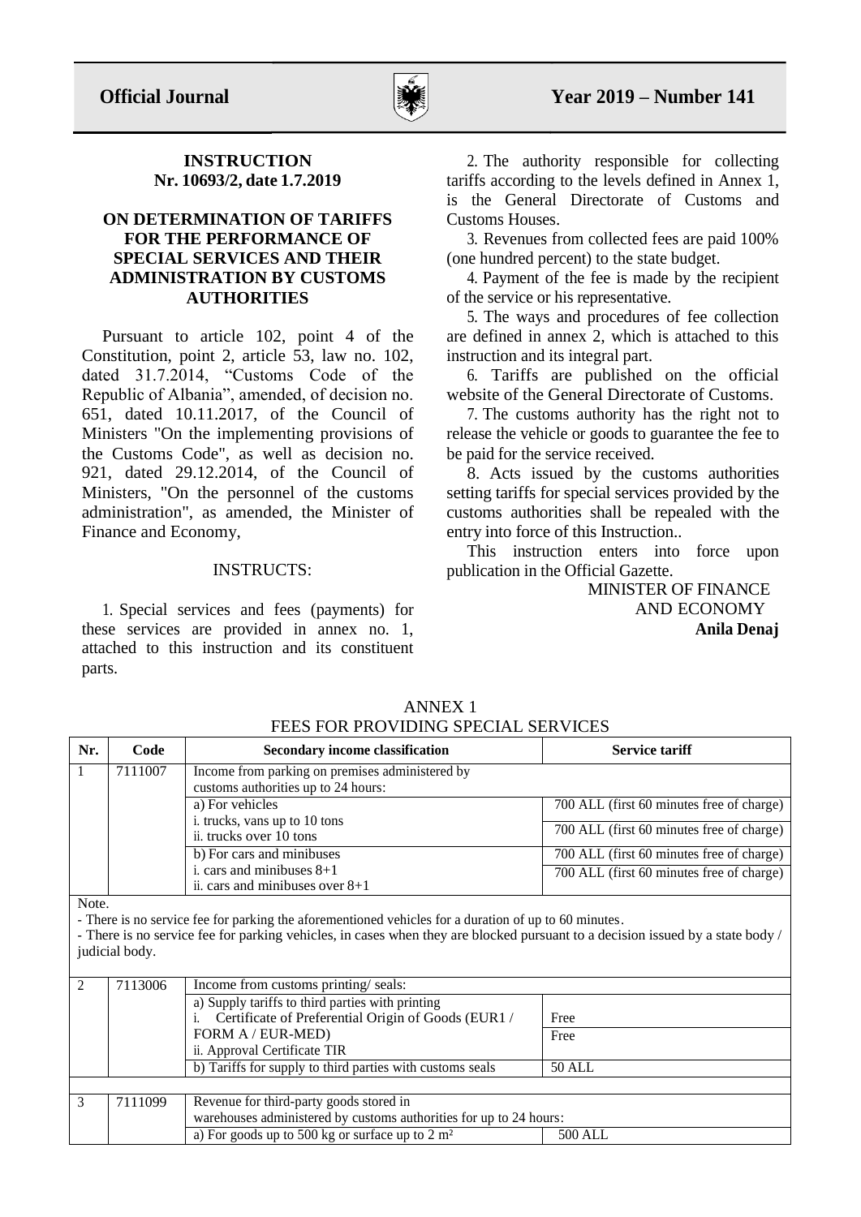# INSTRUCTION
## Nr. 10693/2, date 1.7.2019

## ON DETERMINATION OF TARIFFS FOR THE PERFORMANCE OF SPECIAL SERVICES AND THEIR ADMINISTRATION BY CUSTOMS AUTHORITIES

Pursuant to article 102, point 4 of the Constitution, point 2, article 53, law no. 102, dated 31.7.2014, "Customs Code of the Republic of Albania", amended, of decision no. 651, dated 10.11.2017, of the Council of Ministers "On the implementing provisions of the Customs Code", as well as decision no. 921, dated 29.12.2014, of the Council of Ministers, "On the personnel of the customs administration", as amended, the Minister of Finance and Economy,

INSTRUCTS:

1. Special services and fees (payments) for these services are provided in annex no. 1, attached to this instruction and its constituent parts.

2. The authority responsible for collecting tariffs according to the levels defined in Annex 1, is the General Directorate of Customs and Customs Houses.

3. Revenues from collected fees are paid 100% (one hundred percent) to the state budget.

4. Payment of the fee is made by the recipient of the service or his representative.

5. The ways and procedures of fee collection are defined in annex 2, which is attached to this instruction and its integral part.

6. Tariffs are published on the official website of the General Directorate of Customs.

7. The customs authority has the right not to release the vehicle or goods to guarantee the fee to be paid for the service received.

8. Acts issued by the customs authorities setting tariffs for special services provided by the customs authorities shall be repealed with the entry into force of this Instruction..

This instruction enters into force upon publication in the Official Gazette.

MINISTER OF FINANCE AND ECONOMY
**Anila Denaj**

## ANNEX 1
## FEES FOR PROVIDING SPECIAL SERVICES

| Nr. | Code | Secondary income classification | Service tariff |
|---|---|---|---|
| 1 | 7111007 | Income from parking on premises administered by customs authorities up to 24 hours: | |
| | | a) For vehicles<br>i. trucks, vans up to 10 tons | 700 ALL (first 60 minutes free of charge) |
| | | ii. trucks over 10 tons | 700 ALL (first 60 minutes free of charge) |
| | | b) For cars and minibuses<br>i. cars and minibuses 8+1 | 700 ALL (first 60 minutes free of charge) |
| | | ii. cars and minibuses over 8+1 | 700 ALL (first 60 minutes free of charge) |
| Note.<br>- There is no service fee for parking the aforementioned vehicles for a duration of up to 60 minutes.<br>- There is no service fee for parking vehicles, in cases when they are blocked pursuant to a decision issued by a state body / judicial body. | | | |
| 2 | 7113006 | Income from customs printing/ seals: | |
| | | a) Supply tariffs to third parties with printing<br>i. Certificate of Preferential Origin of Goods (EUR1 / FORM A / EUR-MED) | Free |
| | | ii. Approval Certificate TIR | Free |
| | | b) Tariffs for supply to third parties with customs seals | 50 ALL |
| 3 | 7111099 | Revenue for third-party goods stored in warehouses administered by customs authorities for up to 24 hours: | |
| | | a) For goods up to 500 kg or surface up to 2 m² | 500 ALL |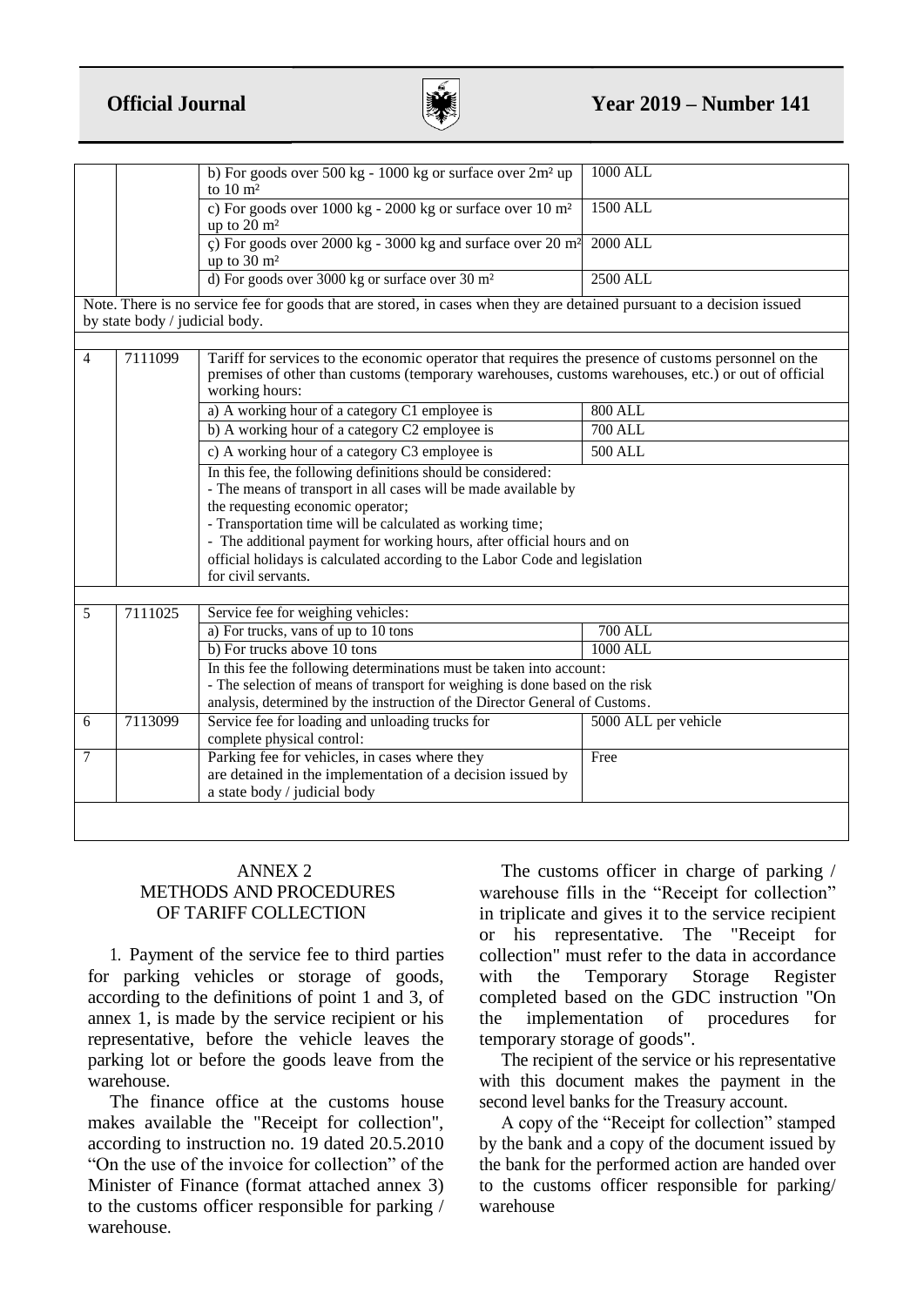| | | | |
|---|---|---|---|
| | | b) For goods over 500 kg - 1000 kg or surface over 2m² up to 10 m² | 1000 ALL |
| | | c) For goods over 1000 kg - 2000 kg or surface over 10 m² up to 20 m² | 1500 ALL |
| | | ç) For goods over 2000 kg - 3000 kg and surface over 20 m² up to 30 m² | 2000 ALL |
| | | d) For goods over 3000 kg or surface over 30 m² | 2500 ALL |
| Note. There is no service fee for goods that are stored, in cases when they are detained pursuant to a decision issued by state body / judicial body. | | | |
| 4 | 7111099 | Tariff for services to the economic operator that requires the presence of customs personnel on the premises of other than customs (temporary warehouses, customs warehouses, etc.) or out of official working hours: | |
| | | a) A working hour of a category C1 employee is | 800 ALL |
| | | b) A working hour of a category C2 employee is | 700 ALL |
| | | c) A working hour of a category C3 employee is | 500 ALL |
| | | In this fee, the following definitions should be considered:<br>- The means of transport in all cases will be made available by the requesting economic operator;<br>- Transportation time will be calculated as working time;<br>- The additional payment for working hours, after official hours and on official holidays is calculated according to the Labor Code and legislation for civil servants. | |
| 5 | 7111025 | Service fee for weighing vehicles: | |
| | | a) For trucks, vans of up to 10 tons | 700 ALL |
| | | b) For trucks above 10 tons | 1000 ALL |
| | | In this fee the following determinations must be taken into account:<br>- The selection of means of transport for weighing is done based on the risk analysis, determined by the instruction of the Director General of Customs. | |
| 6 | 7113099 | Service fee for loading and unloading trucks for complete physical control: | 5000 ALL per vehicle |
| 7 | | Parking fee for vehicles, in cases where they are detained in the implementation of a decision issued by a state body / judicial body | Free |

## ANNEX 2
## METHODS AND PROCEDURES OF TARIFF COLLECTION

1. Payment of the service fee to third parties for parking vehicles or storage of goods, according to the definitions of point 1 and 3, of annex 1, is made by the service recipient or his representative, before the vehicle leaves the parking lot or before the goods leave from the warehouse.

The finance office at the customs house makes available the "Receipt for collection", according to instruction no. 19 dated 20.5.2010 "On the use of the invoice for collection" of the Minister of Finance (format attached annex 3) to the customs officer responsible for parking / warehouse.

The customs officer in charge of parking / warehouse fills in the "Receipt for collection" in triplicate and gives it to the service recipient or his representative. The "Receipt for collection" must refer to the data in accordance with the Temporary Storage Register completed based on the GDC instruction "On the implementation of procedures for temporary storage of goods".

The recipient of the service or his representative with this document makes the payment in the second level banks for the Treasury account.

A copy of the "Receipt for collection" stamped by the bank and a copy of the document issued by the bank for the performed action are handed over to the customs officer responsible for parking/ warehouse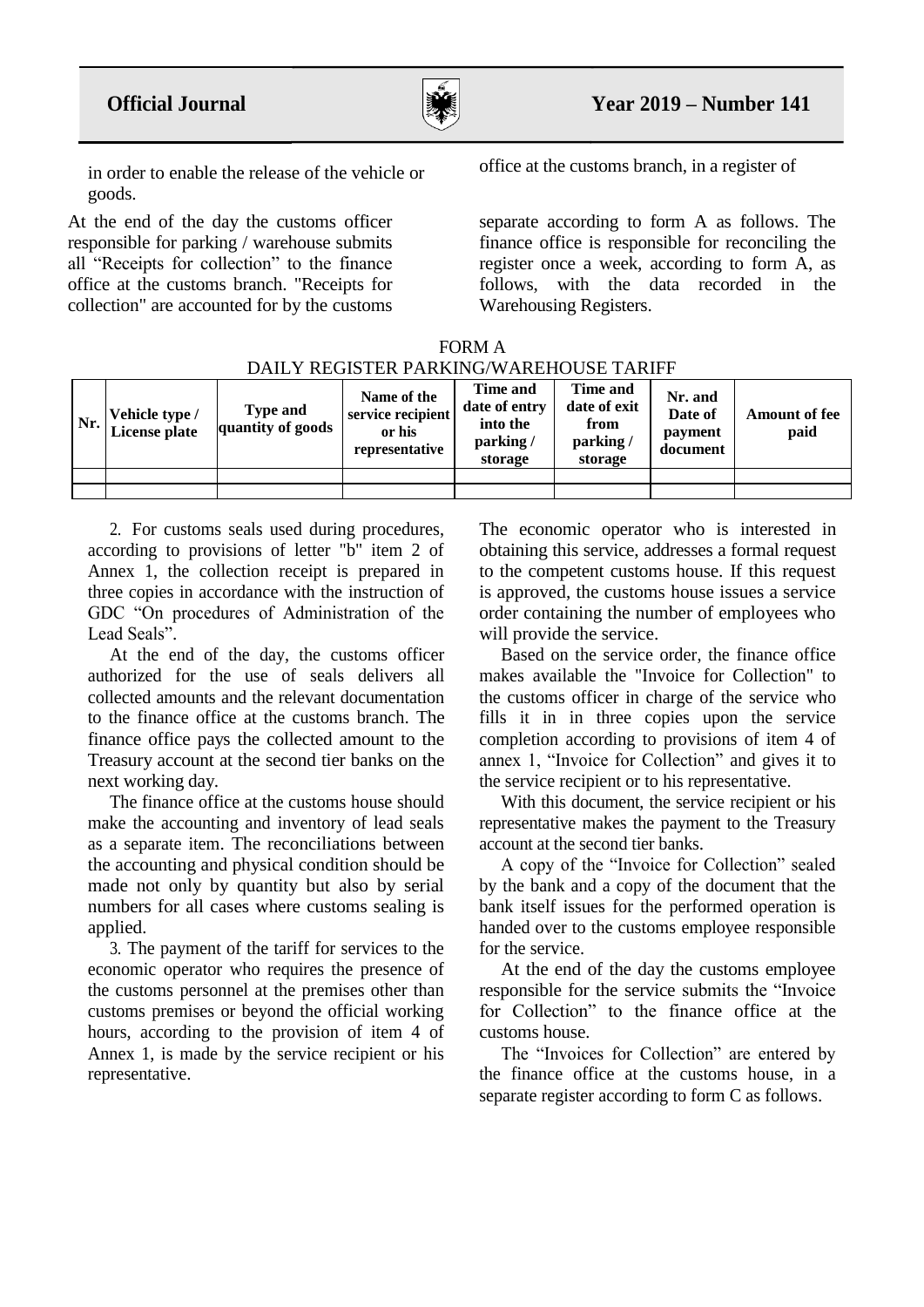in order to enable the release of the vehicle or goods.

At the end of the day the customs officer responsible for parking / warehouse submits all "Receipts for collection" to the finance office at the customs branch. "Receipts for collection" are accounted for by the customs office at the customs branch, in a register of separate according to form A as follows. The finance office is responsible for reconciling the register once a week, according to form A, as follows, with the data recorded in the Warehousing Registers.

FORM A

DAILY REGISTER PARKING/WAREHOUSE TARIFF

| Nr. | Vehicle type / License plate | Type and quantity of goods | Name of the service recipient or his representative | Time and date of entry into the parking / storage | Time and date of exit from parking / storage | Nr. and Date of payment document | Amount of fee paid |
|---|---|---|---|---|---|---|---|
| | | | | | | | |
| | | | | | | | |

2. For customs seals used during procedures, according to provisions of letter "b" item 2 of Annex 1, the collection receipt is prepared in three copies in accordance with the instruction of GDC "On procedures of Administration of the Lead Seals".

At the end of the day, the customs officer authorized for the use of seals delivers all collected amounts and the relevant documentation to the finance office at the customs branch. The finance office pays the collected amount to the Treasury account at the second tier banks on the next working day.

The finance office at the customs house should make the accounting and inventory of lead seals as a separate item. The reconciliations between the accounting and physical condition should be made not only by quantity but also by serial numbers for all cases where customs sealing is applied.

3. The payment of the tariff for services to the economic operator who requires the presence of the customs personnel at the premises other than customs premises or beyond the official working hours, according to the provision of item 4 of Annex 1, is made by the service recipient or his representative.

The economic operator who is interested in obtaining this service, addresses a formal request to the competent customs house. If this request is approved, the customs house issues a service order containing the number of employees who will provide the service.

Based on the service order, the finance office makes available the "Invoice for Collection" to the customs officer in charge of the service who fills it in in three copies upon the service completion according to provisions of item 4 of annex 1, "Invoice for Collection" and gives it to the service recipient or to his representative.

With this document, the service recipient or his representative makes the payment to the Treasury account at the second tier banks.

A copy of the "Invoice for Collection" sealed by the bank and a copy of the document that the bank itself issues for the performed operation is handed over to the customs employee responsible for the service.

At the end of the day the customs employee responsible for the service submits the "Invoice for Collection" to the finance office at the customs house.

The "Invoices for Collection" are entered by the finance office at the customs house, in a separate register according to form C as follows.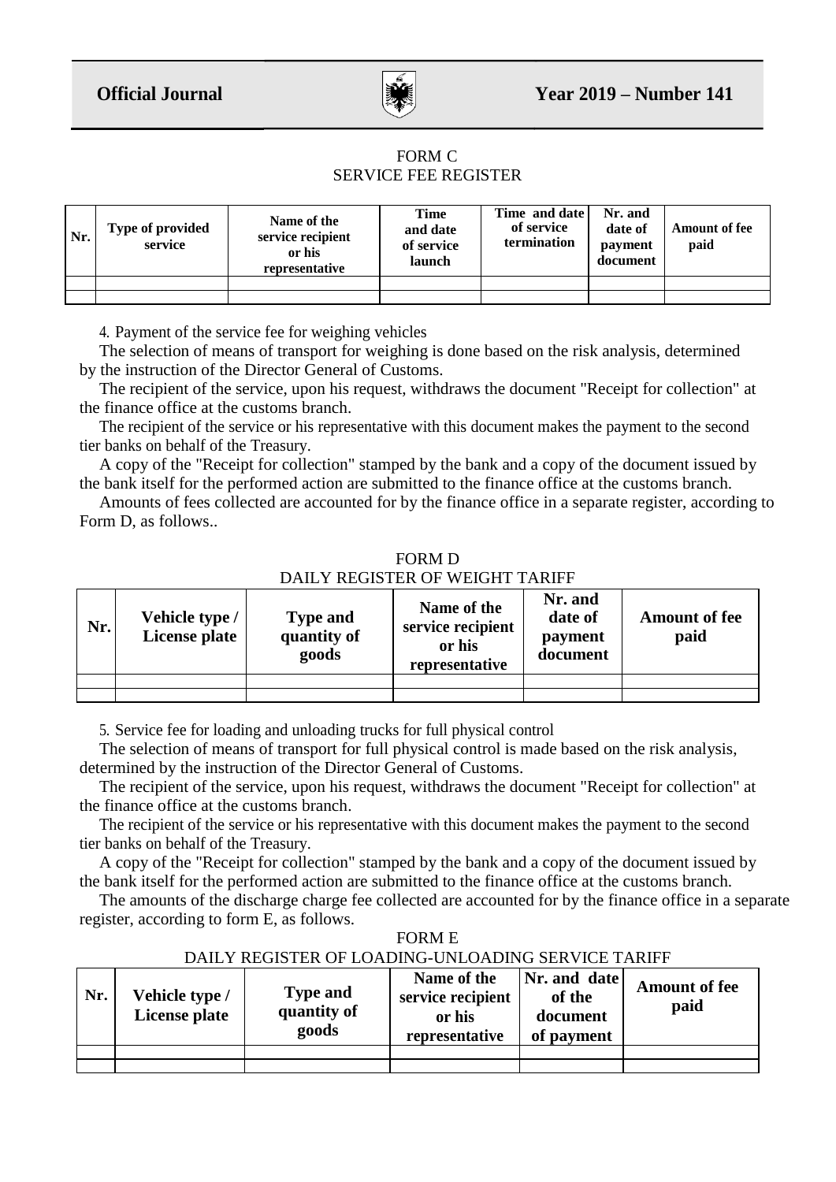FORM C
SERVICE FEE REGISTER

| Nr. | Type of provided service | Name of the service recipient or his representative | Time and date of service launch | Time and date of service termination | Nr. and date of payment document | Amount of fee paid |
|---|---|---|---|---|---|---|
| | | | | | | |
| | | | | | | |

4. Payment of the service fee for weighing vehicles

The selection of means of transport for weighing is done based on the risk analysis, determined by the instruction of the Director General of Customs.

The recipient of the service, upon his request, withdraws the document "Receipt for collection" at the finance office at the customs branch.

The recipient of the service or his representative with this document makes the payment to the second tier banks on behalf of the Treasury.

A copy of the "Receipt for collection" stamped by the bank and a copy of the document issued by the bank itself for the performed action are submitted to the finance office at the customs branch.

Amounts of fees collected are accounted for by the finance office in a separate register, according to Form D, as follows..

FORM D
DAILY REGISTER OF WEIGHT TARIFF

| Nr. | Vehicle type / License plate | Type and quantity of goods | Name of the service recipient or his representative | Nr. and date of payment document | Amount of fee paid |
|---|---|---|---|---|---|
| | | | | | |
| | | | | | |

5. Service fee for loading and unloading trucks for full physical control

The selection of means of transport for full physical control is made based on the risk analysis, determined by the instruction of the Director General of Customs.

The recipient of the service, upon his request, withdraws the document "Receipt for collection" at the finance office at the customs branch.

The recipient of the service or his representative with this document makes the payment to the second tier banks on behalf of the Treasury.

A copy of the "Receipt for collection" stamped by the bank and a copy of the document issued by the bank itself for the performed action are submitted to the finance office at the customs branch.

The amounts of the discharge charge fee collected are accounted for by the finance office in a separate register, according to form E, as follows.

FORM E
DAILY REGISTER OF LOADING-UNLOADING SERVICE TARIFF

| Nr. | Vehicle type / License plate | Type and quantity of goods | Name of the service recipient or his representative | Nr. and date of the document of payment | Amount of fee paid |
|---|---|---|---|---|---|
| | | | | | |
| | | | | | |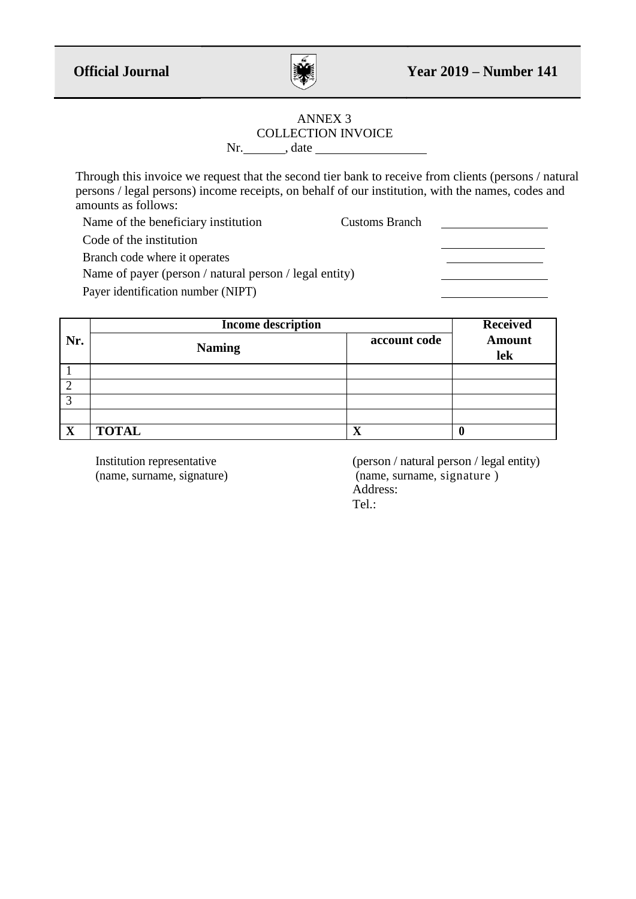ANNEX 3

COLLECTION INVOICE

Nr.\_\_\_\_\_\_, date \_\_\_\_\_\_\_\_\_\_\_\_\_\_\_\_

Through this invoice we request that the second tier bank to receive from clients (persons / natural persons / legal persons) income receipts, on behalf of our institution, with the names, codes and amounts as follows:

Name of the beneficiary institution Customs Branch \_\_\_\_\_\_\_\_\_\_\_\_\_\_\_\_

Code of the institution \_\_\_\_\_\_\_\_\_\_\_\_\_\_\_\_

Branch code where it operates \_\_\_\_\_\_\_\_\_\_\_\_\_\_\_\_

Name of payer (person / natural person / legal entity) \_\_\_\_\_\_\_\_\_\_\_\_\_\_\_\_

Payer identification number (NIPT) \_\_\_\_\_\_\_\_\_\_\_\_\_\_\_\_

| Nr. | Income description | | Received Amount lek |
|---|---|---|---|
| | **Naming** | **account code** | |
| 1 | | | |
| 2 | | | |
| 3 | | | |
| | | | |
| **X** | **TOTAL** | **X** | **0** |

Institution representative
(name, surname, signature)

(person / natural person / legal entity)
(name, surname, signature )
Address:
Tel.: